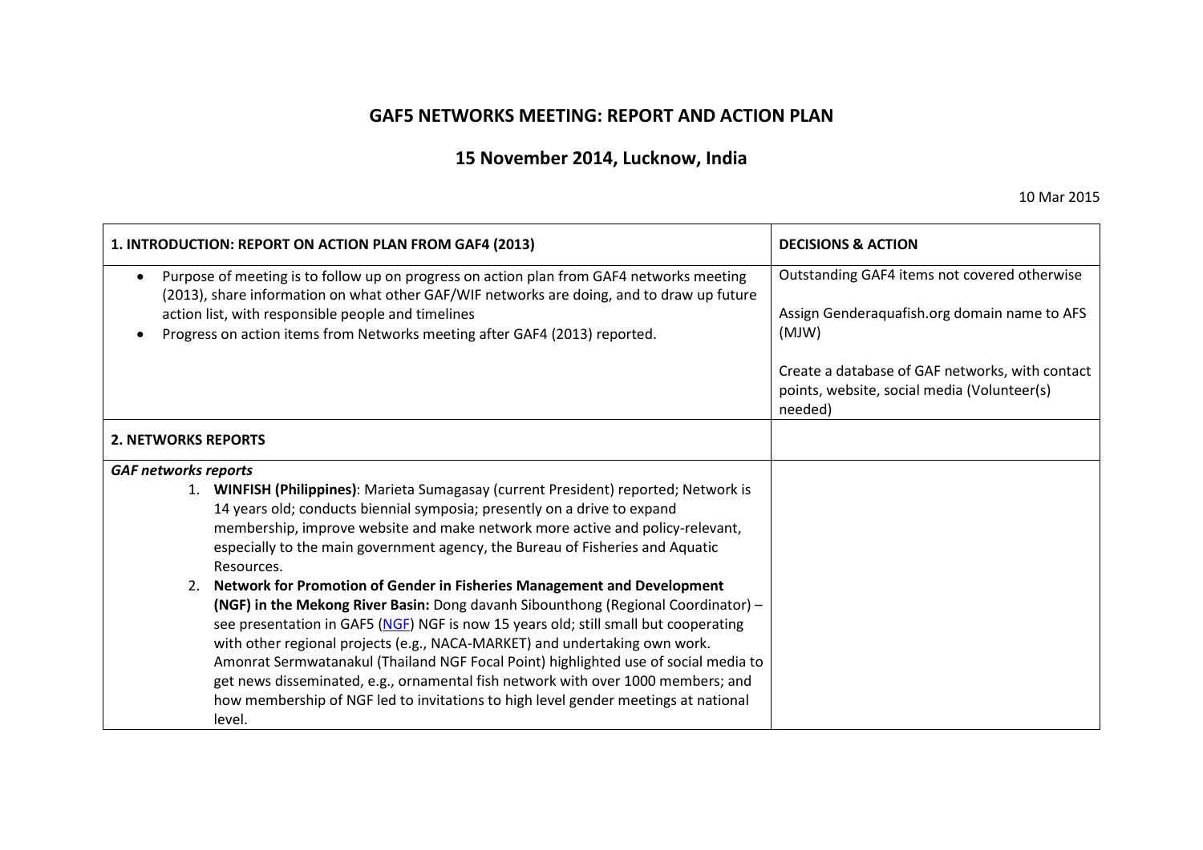# GAF5 NETWORKS MEETING: REPORT AND ACTION PLAN

## 15 November 2014, Lucknow, India

10 Mar 2015

| 1. INTRODUCTION: REPORT ON ACTION PLAN FROM GAF4 (2013) | DECISIONS & ACTION |
|---|---|
| • Purpose of meeting is to follow up on progress on action plan from GAF4 networks meeting (2013), share information on what other GAF/WIF networks are doing, and to draw up future action list, with responsible people and timelines<br>• Progress on action items from Networks meeting after GAF4 (2013) reported. | Outstanding GAF4 items not covered otherwise<br><br>Assign Genderaquafish.org domain name to AFS (MJW)<br><br>Create a database of GAF networks, with contact points, website, social media (Volunteer(s) needed) |
| **2. NETWORKS REPORTS** | |
| ***GAF networks reports***<br>1. **WINFISH (Philippines)**: Marieta Sumagasay (current President) reported; Network is 14 years old; conducts biennial symposia; presently on a drive to expand membership, improve website and make network more active and policy-relevant, especially to the main government agency, the Bureau of Fisheries and Aquatic Resources.<br>2. **Network for Promotion of Gender in Fisheries Management and Development (NGF) in the Mekong River Basin:** Dong davanh Sibounthong (Regional Coordinator) – see presentation in GAF5 (NGF) NGF is now 15 years old; still small but cooperating with other regional projects (e.g., NACA-MARKET) and undertaking own work. Amonrat Sermwatanakul (Thailand NGF Focal Point) highlighted use of social media to get news disseminated, e.g., ornamental fish network with over 1000 members; and how membership of NGF led to invitations to high level gender meetings at national level. | |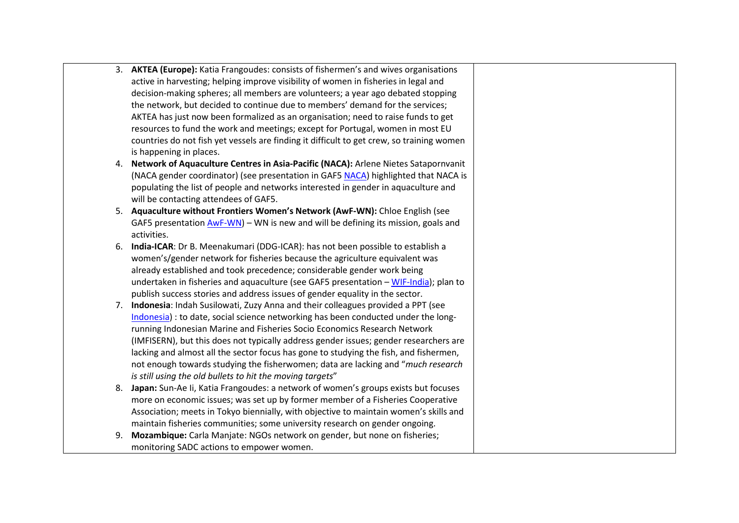| | | |
|---|---|---|
| | 3. **AKTEA (Europe):** Katia Frangoudes: consists of fishermen's and wives organisations active in harvesting; helping improve visibility of women in fisheries in legal and decision-making spheres; all members are volunteers; a year ago debated stopping the network, but decided to continue due to members' demand for the services; AKTEA has just now been formalized as an organisation; need to raise funds to get resources to fund the work and meetings; except for Portugal, women in most EU countries do not fish yet vessels are finding it difficult to get crew, so training women is happening in places.<br>4. **Network of Aquaculture Centres in Asia-Pacific (NACA):** Arlene Nietes Satapornvanit (NACA gender coordinator) (see presentation in GAF5 NACA) highlighted that NACA is populating the list of people and networks interested in gender in aquaculture and will be contacting attendees of GAF5.<br>5. **Aquaculture without Frontiers Women's Network (AwF-WN):** Chloe English (see GAF5 presentation AwF-WN) – WN is new and will be defining its mission, goals and activities.<br>6. **India-ICAR**: Dr B. Meenakumari (DDG-ICAR): has not been possible to establish a women's/gender network for fisheries because the agriculture equivalent was already established and took precedence; considerable gender work being undertaken in fisheries and aquaculture (see GAF5 presentation – WIF-India); plan to publish success stories and address issues of gender equality in the sector.<br>7. **Indonesia**: Indah Susilowati, Zuzy Anna and their colleagues provided a PPT (see Indonesia) : to date, social science networking has been conducted under the long-running Indonesian Marine and Fisheries Socio Economics Research Network (IMFISERN), but this does not typically address gender issues; gender researchers are lacking and almost all the sector focus has gone to studying the fish, and fishermen, not enough towards studying the fisherwomen; data are lacking and "*much research is still using the old bullets to hit the moving targets*"<br>8. **Japan:** Sun-Ae Ii, Katia Frangoudes: a network of women's groups exists but focuses more on economic issues; was set up by former member of a Fisheries Cooperative Association; meets in Tokyo biennially, with objective to maintain women's skills and maintain fisheries communities; some university research on gender ongoing.<br>9. **Mozambique:** Carla Manjate: NGOs network on gender, but none on fisheries; monitoring SADC actions to empower women. | |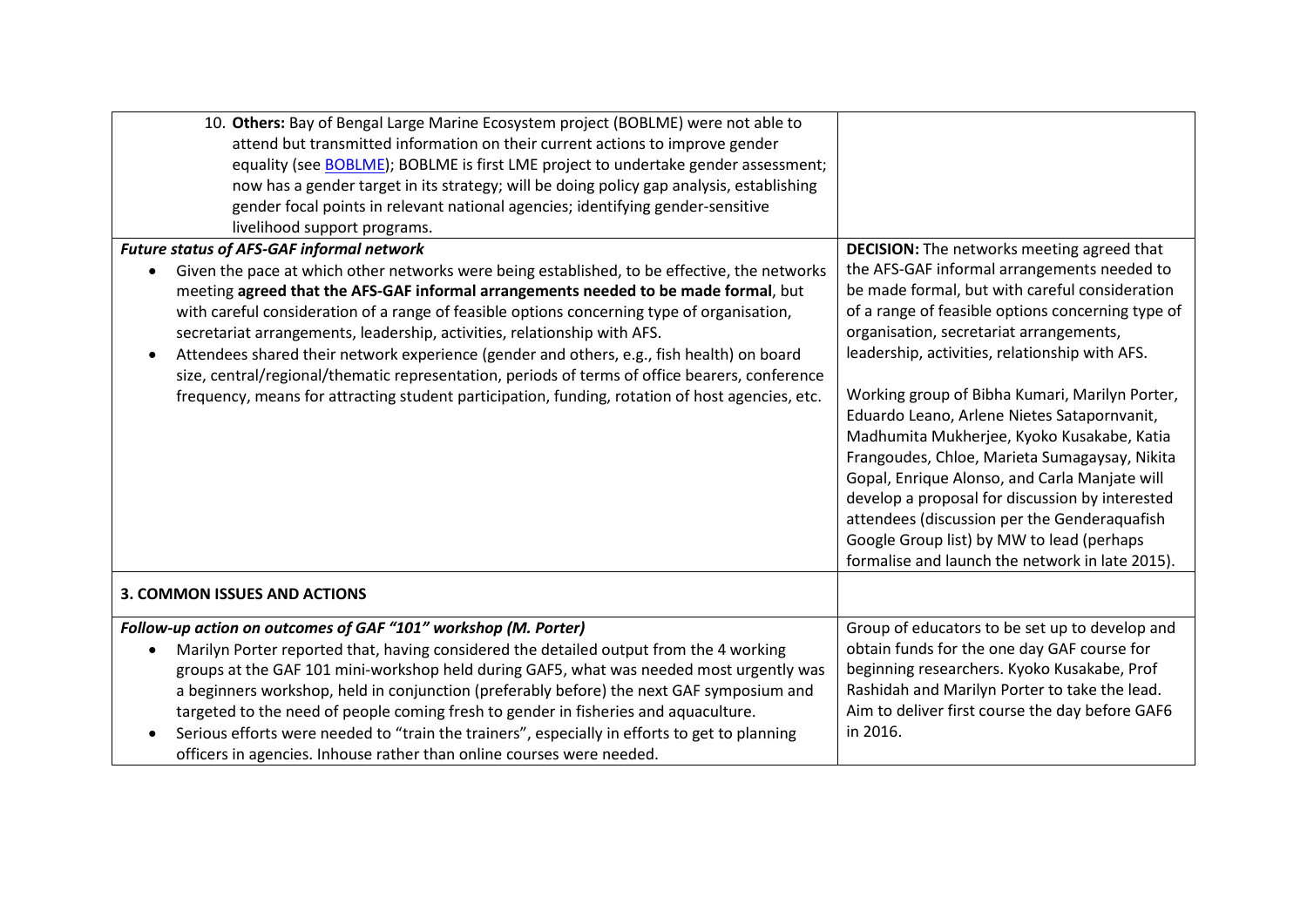| | |
|---|---|
| 10. **Others:** Bay of Bengal Large Marine Ecosystem project (BOBLME) were not able to attend but transmitted information on their current actions to improve gender equality (see BOBLME); BOBLME is first LME project to undertake gender assessment; now has a gender target in its strategy; will be doing policy gap analysis, establishing gender focal points in relevant national agencies; identifying gender-sensitive livelihood support programs. | |
| ***Future status of AFS-GAF informal network*** <br> • Given the pace at which other networks were being established, to be effective, the networks meeting **agreed that the AFS-GAF informal arrangements needed to be made formal**, but with careful consideration of a range of feasible options concerning type of organisation, secretariat arrangements, leadership, activities, relationship with AFS. <br> • Attendees shared their network experience (gender and others, e.g., fish health) on board size, central/regional/thematic representation, periods of terms of office bearers, conference frequency, means for attracting student participation, funding, rotation of host agencies, etc. | **DECISION:** The networks meeting agreed that the AFS-GAF informal arrangements needed to be made formal, but with careful consideration of a range of feasible options concerning type of organisation, secretariat arrangements, leadership, activities, relationship with AFS. <br><br> Working group of Bibha Kumari, Marilyn Porter, Eduardo Leano, Arlene Nietes Satapornvanit, Madhumita Mukherjee, Kyoko Kusakabe, Katia Frangoudes, Chloe, Marieta Sumagaysay, Nikita Gopal, Enrique Alonso, and Carla Manjate will develop a proposal for discussion by interested attendees (discussion per the Genderaquafish Google Group list) by MW to lead (perhaps formalise and launch the network in late 2015). |
| **3. COMMON ISSUES AND ACTIONS** | |
| ***Follow-up action on outcomes of GAF "101" workshop (M. Porter)*** <br> • Marilyn Porter reported that, having considered the detailed output from the 4 working groups at the GAF 101 mini-workshop held during GAF5, what was needed most urgently was a beginners workshop, held in conjunction (preferably before) the next GAF symposium and targeted to the need of people coming fresh to gender in fisheries and aquaculture. <br> • Serious efforts were needed to "train the trainers", especially in efforts to get to planning officers in agencies. Inhouse rather than online courses were needed. | Group of educators to be set up to develop and obtain funds for the one day GAF course for beginning researchers. Kyoko Kusakabe, Prof Rashidah and Marilyn Porter to take the lead. Aim to deliver first course the day before GAF6 in 2016. |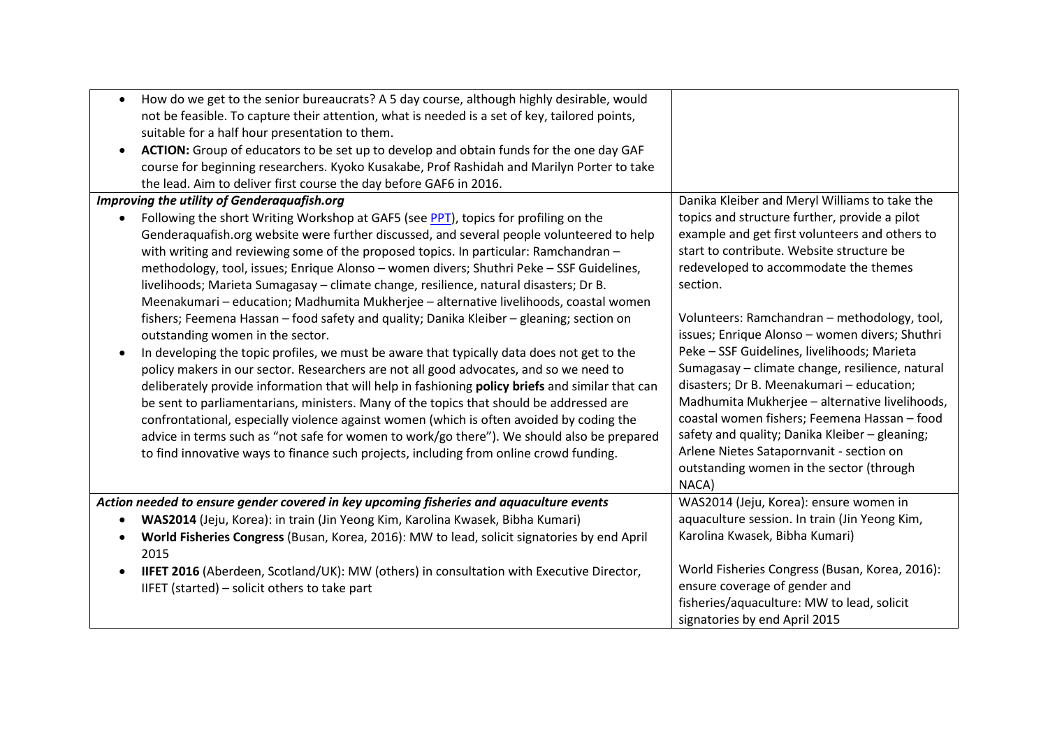| | |
|---|---|
| <ul><li>How do we get to the senior bureaucrats? A 5 day course, although highly desirable, would not be feasible. To capture their attention, what is needed is a set of key, tailored points, suitable for a half hour presentation to them.</li><li>**ACTION:** Group of educators to be set up to develop and obtain funds for the one day GAF course for beginning researchers. Kyoko Kusakabe, Prof Rashidah and Marilyn Porter to take the lead. Aim to deliver first course the day before GAF6 in 2016.</li></ul> | |
| ***Improving the utility of Genderaquafish.org***<ul><li>Following the short Writing Workshop at GAF5 (see PPT), topics for profiling on the Genderaquafish.org website were further discussed, and several people volunteered to help with writing and reviewing some of the proposed topics. In particular: Ramchandran – methodology, tool, issues; Enrique Alonso – women divers; Shuthri Peke – SSF Guidelines, livelihoods; Marieta Sumagasay – climate change, resilience, natural disasters; Dr B. Meenakumari – education; Madhumita Mukherjee – alternative livelihoods, coastal women fishers; Feemena Hassan – food safety and quality; Danika Kleiber – gleaning; section on outstanding women in the sector.</li><li>In developing the topic profiles, we must be aware that typically data does not get to the policy makers in our sector. Researchers are not all good advocates, and so we need to deliberately provide information that will help in fashioning **policy briefs** and similar that can be sent to parliamentarians, ministers. Many of the topics that should be addressed are confrontational, especially violence against women (which is often avoided by coding the advice in terms such as "not safe for women to work/go there"). We should also be prepared to find innovative ways to finance such projects, including from online crowd funding.</li></ul> | Danika Kleiber and Meryl Williams to take the topics and structure further, provide a pilot example and get first volunteers and others to start to contribute. Website structure be redeveloped to accommodate the themes section.<br><br>Volunteers: Ramchandran – methodology, tool, issues; Enrique Alonso – women divers; Shuthri Peke – SSF Guidelines, livelihoods; Marieta Sumagasay – climate change, resilience, natural disasters; Dr B. Meenakumari – education; Madhumita Mukherjee – alternative livelihoods, coastal women fishers; Feemena Hassan – food safety and quality; Danika Kleiber – gleaning; Arlene Nietes Satapornvanit - section on outstanding women in the sector (through NACA) |
| ***Action needed to ensure gender covered in key upcoming fisheries and aquaculture events***<ul><li>**WAS2014** (Jeju, Korea): in train (Jin Yeong Kim, Karolina Kwasek, Bibha Kumari)</li><li>**World Fisheries Congress** (Busan, Korea, 2016): MW to lead, solicit signatories by end April 2015</li><li>**IIFET 2016** (Aberdeen, Scotland/UK): MW (others) in consultation with Executive Director, IIFET (started) – solicit others to take part</li></ul> | WAS2014 (Jeju, Korea): ensure women in aquaculture session. In train (Jin Yeong Kim, Karolina Kwasek, Bibha Kumari)<br><br>World Fisheries Congress (Busan, Korea, 2016): ensure coverage of gender and fisheries/aquaculture: MW to lead, solicit signatories by end April 2015 |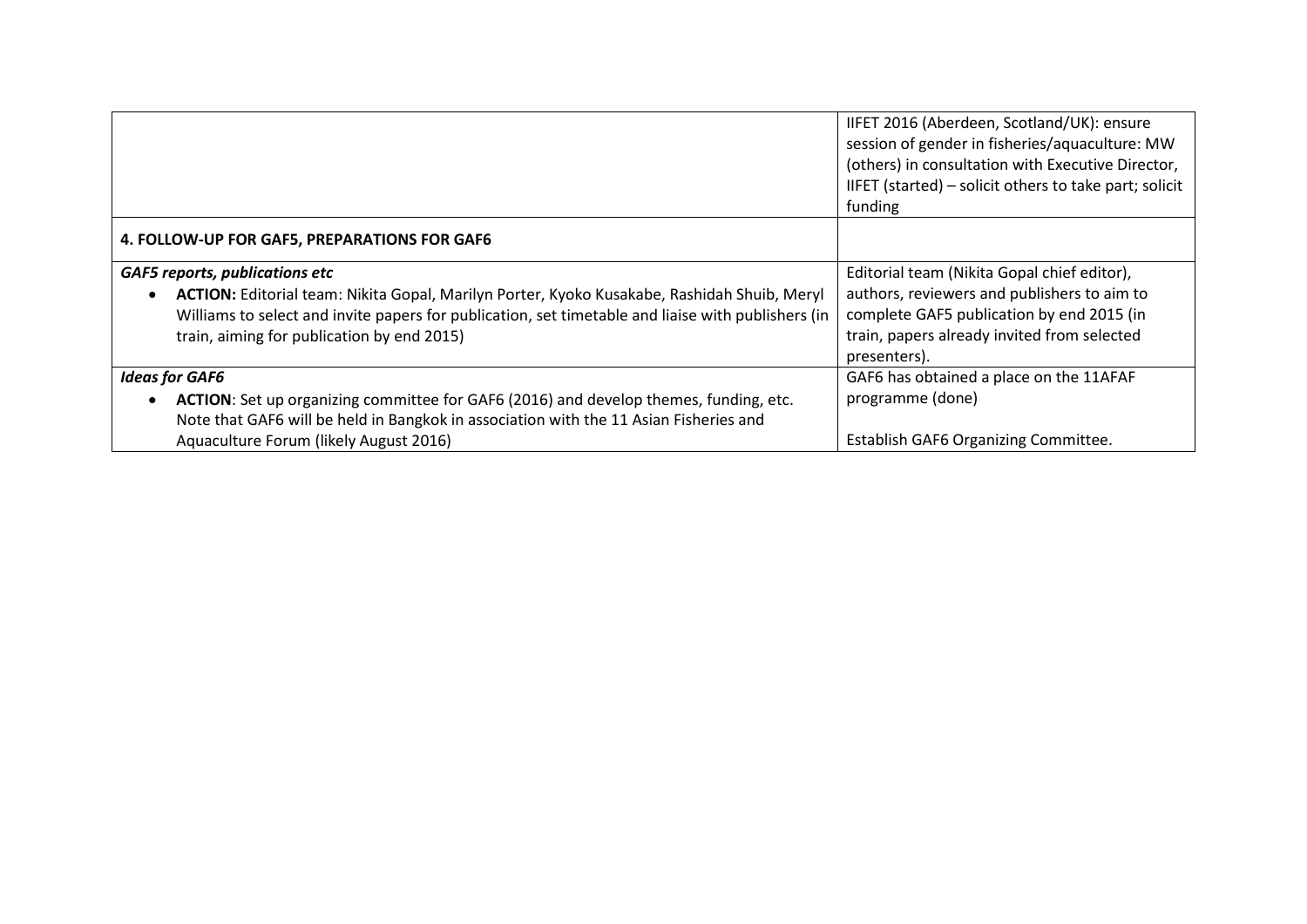| | |
|---|---|
| | IIFET 2016 (Aberdeen, Scotland/UK): ensure session of gender in fisheries/aquaculture: MW (others) in consultation with Executive Director, IIFET (started) – solicit others to take part; solicit funding |
| **4. FOLLOW-UP FOR GAF5, PREPARATIONS FOR GAF6** | |
| ***GAF5 reports, publications etc*** <br> • **ACTION:** Editorial team: Nikita Gopal, Marilyn Porter, Kyoko Kusakabe, Rashidah Shuib, Meryl Williams to select and invite papers for publication, set timetable and liaise with publishers (in train, aiming for publication by end 2015) | Editorial team (Nikita Gopal chief editor), authors, reviewers and publishers to aim to complete GAF5 publication by end 2015 (in train, papers already invited from selected presenters). |
| ***Ideas for GAF6*** <br> • **ACTION**: Set up organizing committee for GAF6 (2016) and develop themes, funding, etc. Note that GAF6 will be held in Bangkok in association with the 11 Asian Fisheries and Aquaculture Forum (likely August 2016) | GAF6 has obtained a place on the 11AFAF programme (done) <br><br> Establish GAF6 Organizing Committee. |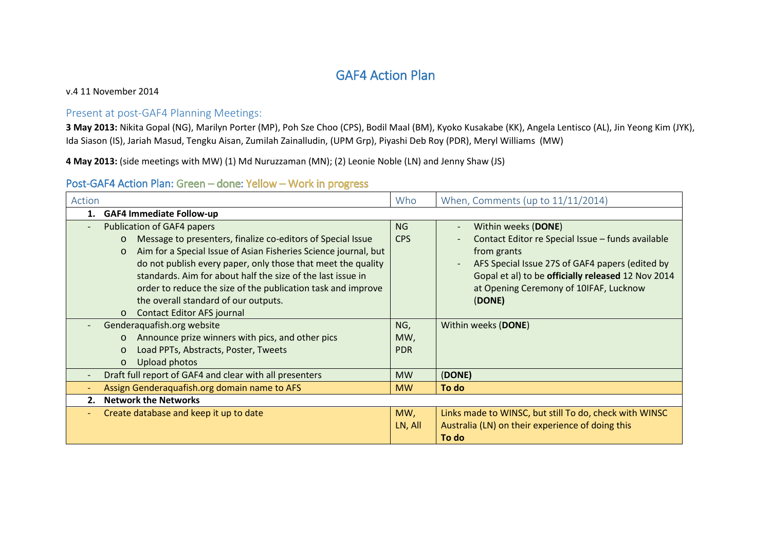# GAF4 Action Plan

v.4 11 November 2014

## Present at post-GAF4 Planning Meetings:

**3 May 2013:** Nikita Gopal (NG), Marilyn Porter (MP), Poh Sze Choo (CPS), Bodil Maal (BM), Kyoko Kusakabe (KK), Angela Lentisco (AL), Jin Yeong Kim (JYK), Ida Siason (IS), Jariah Masud, Tengku Aisan, Zumilah Zainalludin, (UPM Grp), Piyashi Deb Roy (PDR), Meryl Williams (MW)

**4 May 2013:** (side meetings with MW) (1) Md Nuruzzaman (MN); (2) Leonie Noble (LN) and Jenny Shaw (JS)

## Post-GAF4 Action Plan: Green – done: Yellow – Work in progress

| Action | Who | When, Comments (up to 11/11/2014) |
|---|---|---|
| **1. GAF4 Immediate Follow-up** | | |
| - Publication of GAF4 papers<br>o Message to presenters, finalize co-editors of Special Issue<br>o Aim for a Special Issue of Asian Fisheries Science journal, but do not publish every paper, only those that meet the quality standards. Aim for about half the size of the last issue in order to reduce the size of the publication task and improve the overall standard of our outputs.<br>o Contact Editor AFS journal | NG<br>CPS | - Within weeks (**DONE**)<br>- Contact Editor re Special Issue – funds available from grants<br>- AFS Special Issue 27S of GAF4 papers (edited by Gopal et al) to be **officially released** 12 Nov 2014 at Opening Ceremony of 10IFAF, Lucknow (**DONE)** |
| - Genderaquafish.org website<br>o Announce prize winners with pics, and other pics<br>o Load PPTs, Abstracts, Poster, Tweets<br>o Upload photos | NG,<br>MW,<br>PDR | Within weeks (**DONE**) |
| - Draft full report of GAF4 and clear with all presenters | MW | **(DONE)** |
| - Assign Genderaquafish.org domain name to AFS | MW | **To do** |
| **2. Network the Networks** | | |
| - Create database and keep it up to date | MW,<br>LN, All | Links made to WINSC, but still To do, check with WINSC Australia (LN) on their experience of doing this<br>**To do** |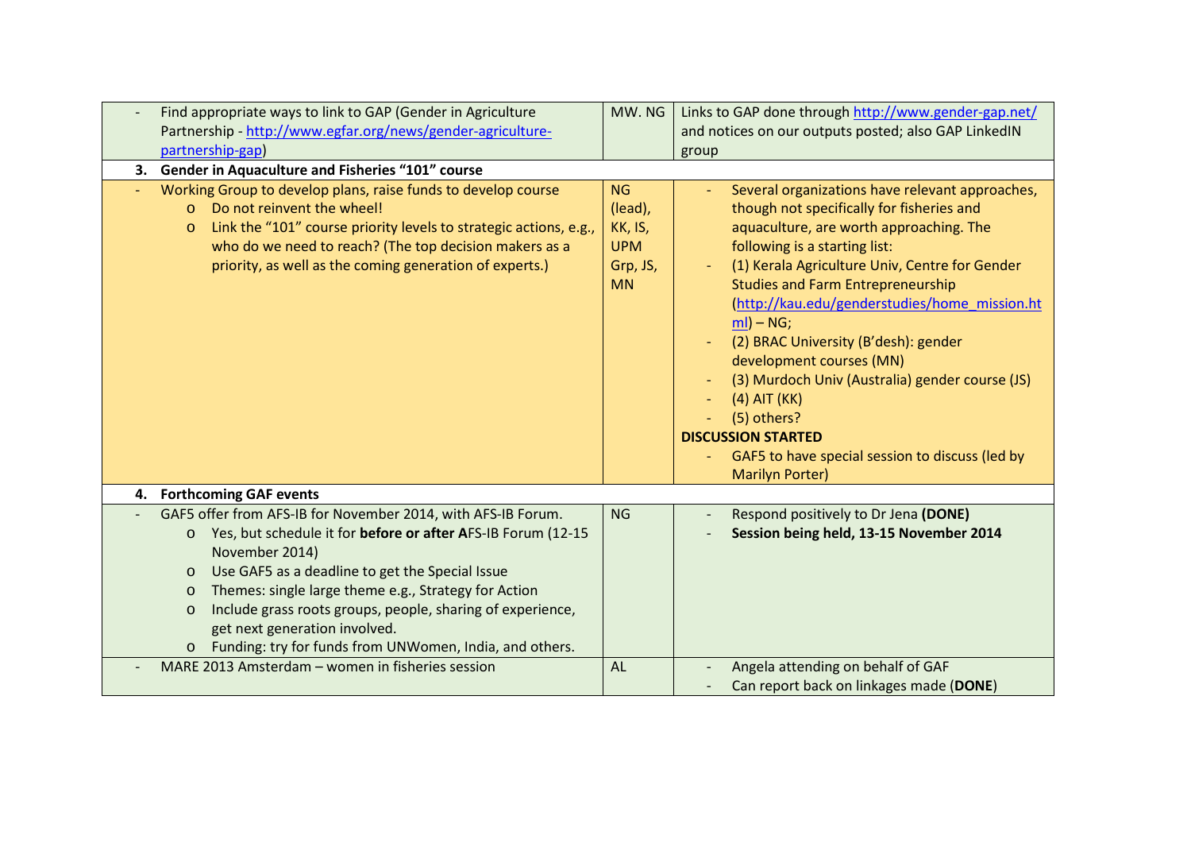| | | |
|---|---|---|
| - Find appropriate ways to link to GAP (Gender in Agriculture Partnership - http://www.egfar.org/news/gender-agriculture-partnership-gap) | MW. NG | Links to GAP done through http://www.gender-gap.net/ and notices on our outputs posted; also GAP LinkedIN group |
| **3. Gender in Aquaculture and Fisheries "101" course** | | |
| - Working Group to develop plans, raise funds to develop course<br>o Do not reinvent the wheel!<br>o Link the "101" course priority levels to strategic actions, e.g., who do we need to reach? (The top decision makers as a priority, as well as the coming generation of experts.) | NG (lead), KK, IS, UPM Grp, JS, MN | - Several organizations have relevant approaches, though not specifically for fisheries and aquaculture, are worth approaching. The following is a starting list:<br>- (1) Kerala Agriculture Univ, Centre for Gender Studies and Farm Entrepreneurship (http://kau.edu/genderstudies/home_mission.html) – NG;<br>- (2) BRAC University (B'desh): gender development courses (MN)<br>- (3) Murdoch Univ (Australia) gender course (JS)<br>- (4) AIT (KK)<br>- (5) others?<br>**DISCUSSION STARTED**<br>- GAF5 to have special session to discuss (led by Marilyn Porter) |
| **4. Forthcoming GAF events** | | |
| - GAF5 offer from AFS-IB for November 2014, with AFS-IB Forum.<br>o Yes, but schedule it for **before or after A**FS-IB Forum (12-15 November 2014)<br>o Use GAF5 as a deadline to get the Special Issue<br>o Themes: single large theme e.g., Strategy for Action<br>o Include grass roots groups, people, sharing of experience, get next generation involved.<br>o Funding: try for funds from UNWomen, India, and others. | NG | - Respond positively to Dr Jena **(DONE)**<br>- **Session being held, 13-15 November 2014** |
| - MARE 2013 Amsterdam – women in fisheries session | AL | - Angela attending on behalf of GAF<br>- Can report back on linkages made (**DONE**) |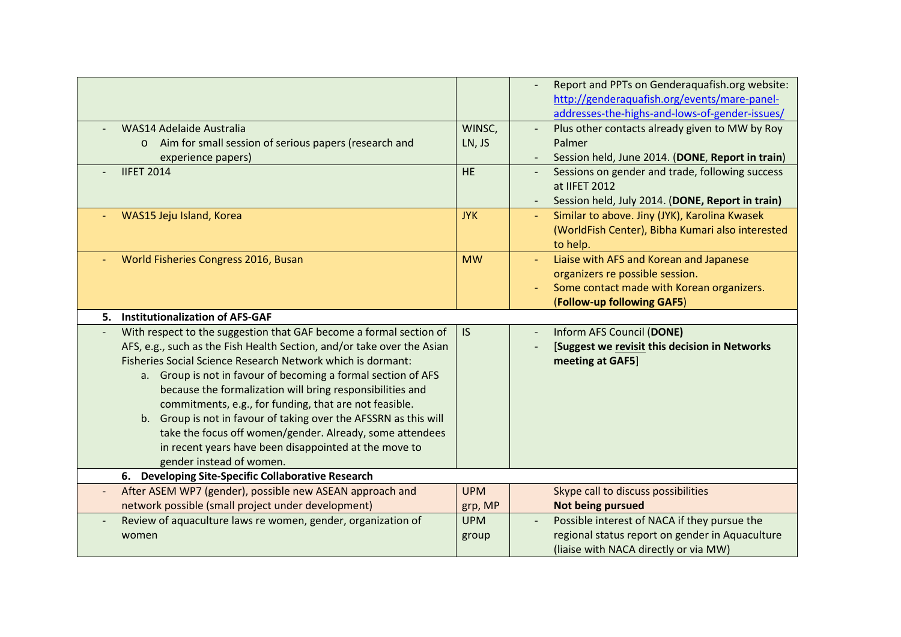| | | |
|---|---|---|
| | | - Report and PPTs on Genderaquafish.org website: http://genderaquafish.org/events/mare-panel-addresses-the-highs-and-lows-of-gender-issues/ |
| - WAS14 Adelaide Australia<br>o Aim for small session of serious papers (research and experience papers) | WINSC, LN, JS | - Plus other contacts already given to MW by Roy Palmer<br>- Session held, June 2014. (**DONE**, **Report in train**) |
| - IIFET 2014 | HE | - Sessions on gender and trade, following success at IIFET 2012<br>- Session held, July 2014. (**DONE, Report in train)** |
| - WAS15 Jeju Island, Korea | JYK | - Similar to above. Jiny (JYK), Karolina Kwasek (WorldFish Center), Bibha Kumari also interested to help. |
| - World Fisheries Congress 2016, Busan | MW | - Liaise with AFS and Korean and Japanese organizers re possible session.<br>- Some contact made with Korean organizers. (**Follow-up following GAF5**) |
| **5. Institutionalization of AFS-GAF** | | |
| - With respect to the suggestion that GAF become a formal section of AFS, e.g., such as the Fish Health Section, and/or take over the Asian Fisheries Social Science Research Network which is dormant:<br>a. Group is not in favour of becoming a formal section of AFS because the formalization will bring responsibilities and commitments, e.g., for funding, that are not feasible.<br>b. Group is not in favour of taking over the AFSSRN as this will take the focus off women/gender. Already, some attendees in recent years have been disappointed at the move to gender instead of women. | IS | - Inform AFS Council (**DONE**)<br>- [**Suggest we <u>revisit</u> this decision in Networks meeting at GAF5**] |
| **6. Developing Site-Specific Collaborative Research** | | |
| - After ASEM WP7 (gender), possible new ASEAN approach and network possible (small project under development) | UPM grp, MP | Skype call to discuss possibilities<br>**Not being pursued** |
| - Review of aquaculture laws re women, gender, organization of women | UPM group | - Possible interest of NACA if they pursue the regional status report on gender in Aquaculture (liaise with NACA directly or via MW) |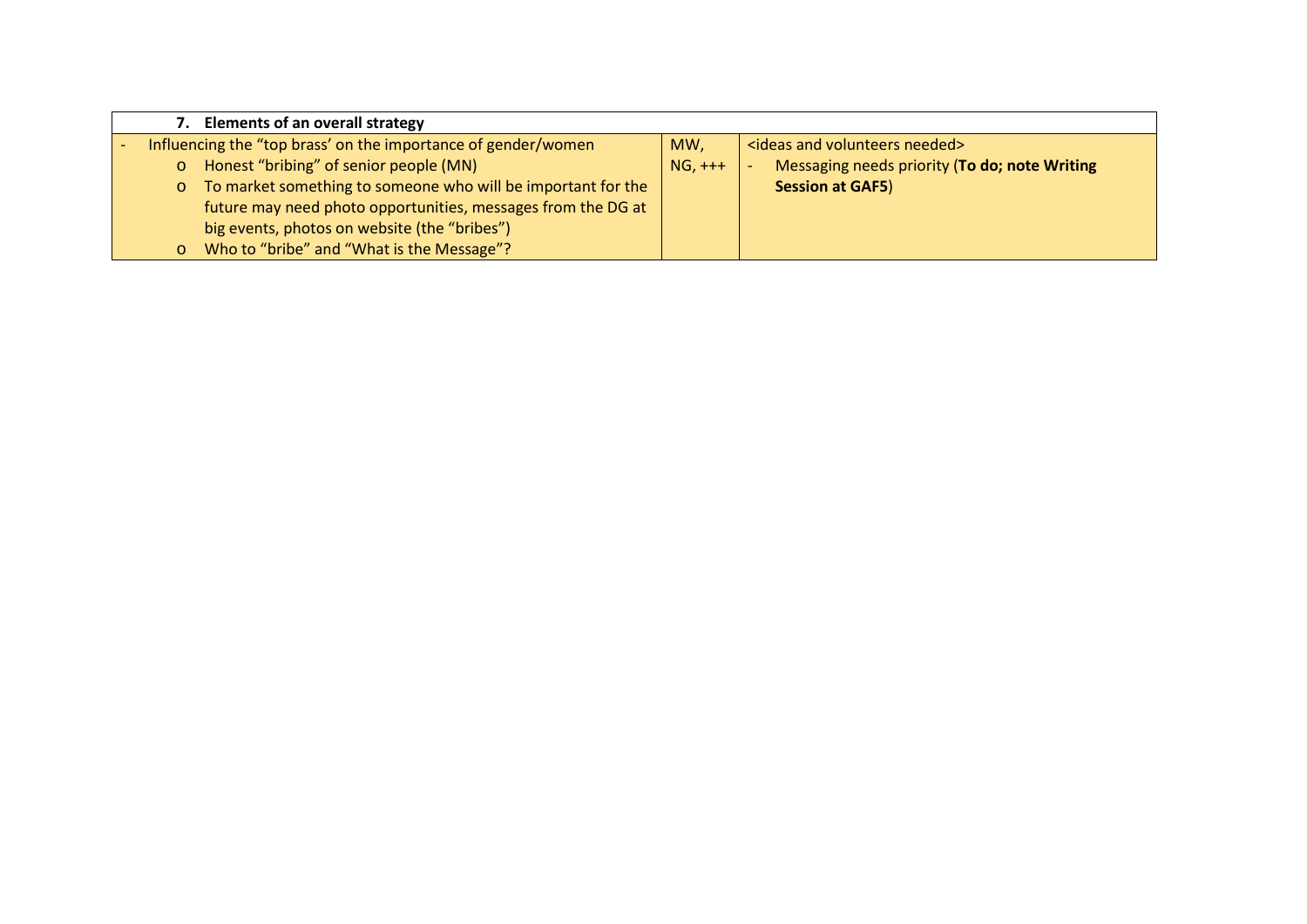| 7. Elements of an overall strategy | | |
|---|---|---|
| - Influencing the "top brass' on the importance of gender/women<br>o Honest "bribing" of senior people (MN)<br>o To market something to someone who will be important for the future may need photo opportunities, messages from the DG at big events, photos on website (the "bribes")<br>o Who to "bribe" and "What is the Message"? | MW, NG, +++ | <ideas and volunteers needed><br>- Messaging needs priority (**To do; note Writing Session at GAF5**) |